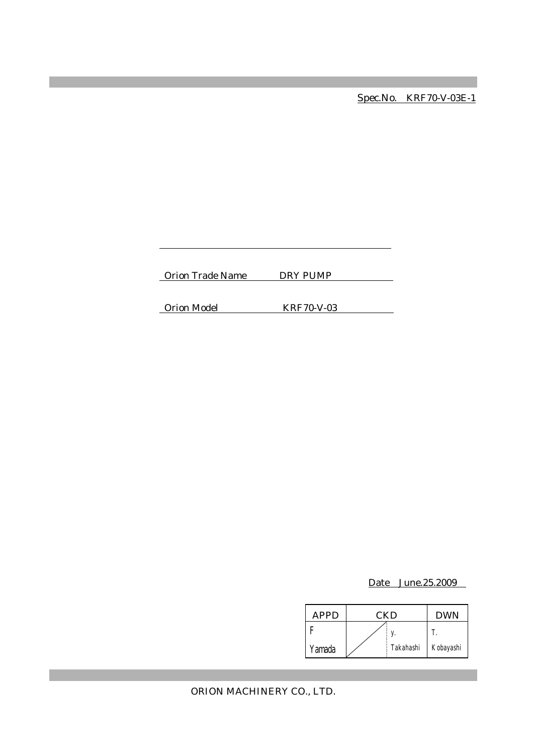Spec.No.　KRF70-V-03E-1

Orion Trade Name　　　DRY PUMP

Orion Model　　　　　KRF70-V-03

Date　June.25.2009

| APPD | CKD | | DWN |
|---|---|---|---|
| F Yamada | | y. Takahashi | T. Kobayashi |

ORION MACHINERY CO., LTD.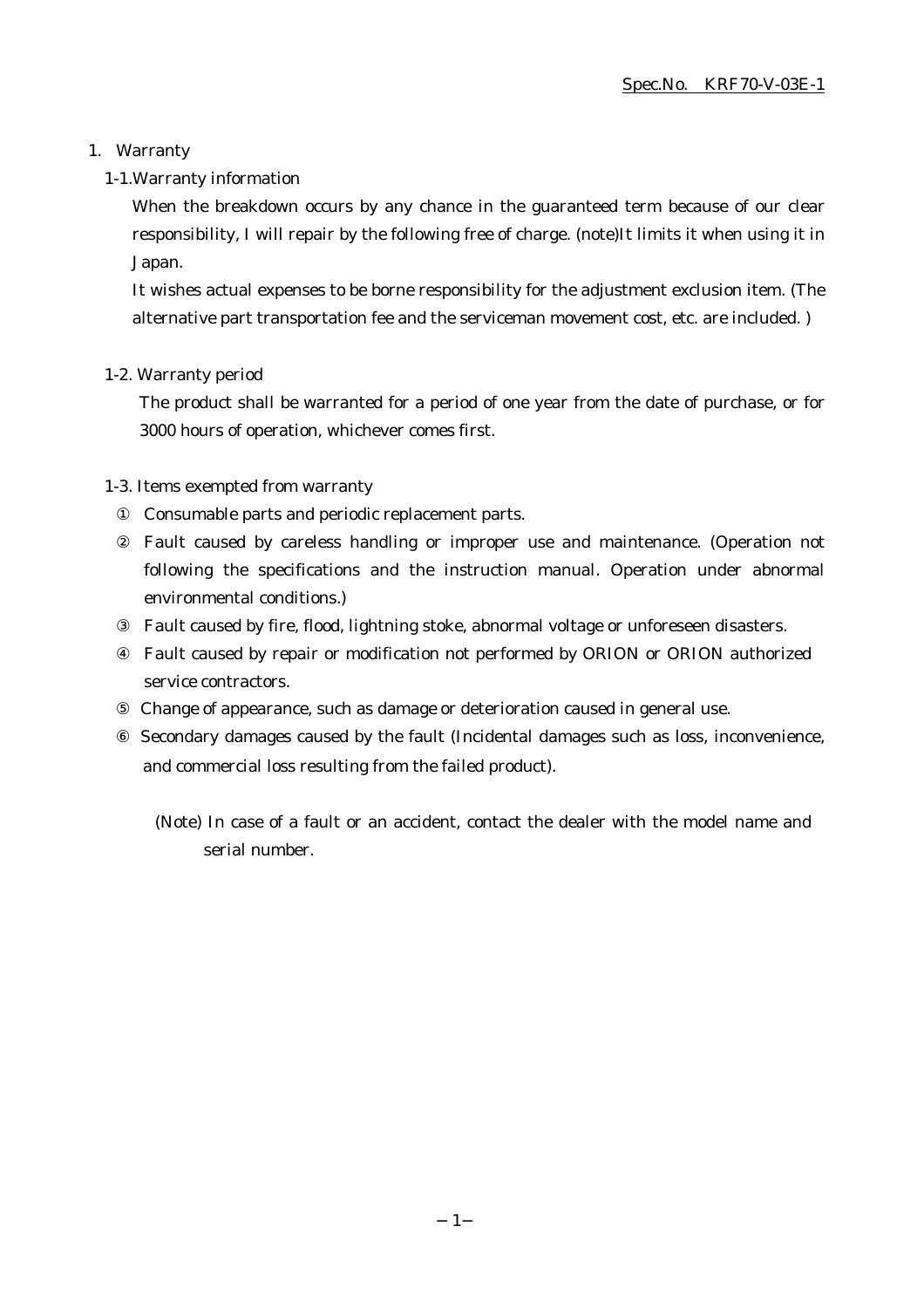# 1. Warranty

## 1-1. Warranty information

When the breakdown occurs by any chance in the guaranteed term because of our clear responsibility, I will repair by the following free of charge. (note)It limits it when using it in Japan.

It wishes actual expenses to be borne responsibility for the adjustment exclusion item. (The alternative part transportation fee and the serviceman movement cost, etc. are included. )

## 1-2. Warranty period

The product shall be warranted for a period of one year from the date of purchase, or for 3000 hours of operation, whichever comes first.

## 1-3. Items exempted from warranty

① Consumable parts and periodic replacement parts.

② Fault caused by careless handling or improper use and maintenance. (Operation not following the specifications and the instruction manual. Operation under abnormal environmental conditions.)

③ Fault caused by fire, flood, lightning stoke, abnormal voltage or unforeseen disasters.

④ Fault caused by repair or modification not performed by ORION or ORION authorized service contractors.

⑤ Change of appearance, such as damage or deterioration caused in general use.

⑥ Secondary damages caused by the fault (Incidental damages such as loss, inconvenience, and commercial loss resulting from the failed product).

(Note) In case of a fault or an accident, contact the dealer with the model name and serial number.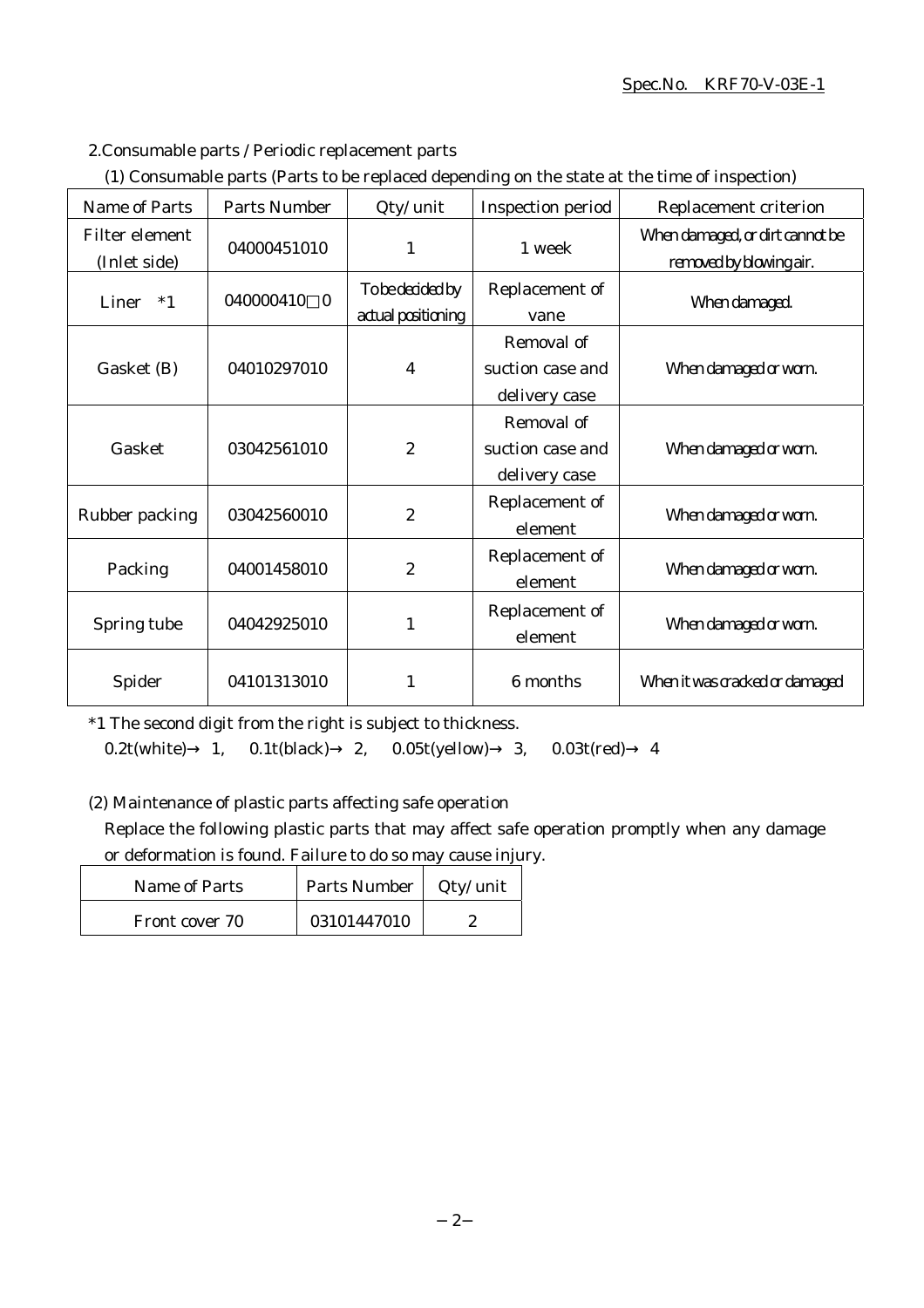2.Consumable parts / Periodic replacement parts

(1) Consumable parts (Parts to be replaced depending on the state at the time of inspection)

| Name of Parts | Parts Number | Qty/unit | Inspection period | Replacement criterion |
|---|---|---|---|---|
| Filter element (Inlet side) | 04000451010 | 1 | 1 week | When damaged, or dirt cannot be removed by blowing air. |
| Liner *1 | 040000410□0 | To be decided by actual positioning | Replacement of vane | When damaged. |
| Gasket (B) | 04010297010 | 4 | Removal of suction case and delivery case | When damaged or worn. |
| Gasket | 03042561010 | 2 | Removal of suction case and delivery case | When damaged or worn. |
| Rubber packing | 03042560010 | 2 | Replacement of element | When damaged or worn. |
| Packing | 04001458010 | 2 | Replacement of element | When damaged or worn. |
| Spring tube | 04042925010 | 1 | Replacement of element | When damaged or worn. |
| Spider | 04101313010 | 1 | 6 months | When it was cracked or damaged |

*1 The second digit from the right is subject to thickness.
0.2t(white)→ 1, 0.1t(black)→ 2, 0.05t(yellow)→ 3, 0.03t(red)→ 4

(2) Maintenance of plastic parts affecting safe operation

Replace the following plastic parts that may affect safe operation promptly when any damage or deformation is found. Failure to do so may cause injury.

| Name of Parts | Parts Number | Qty/unit |
|---|---|---|
| Front cover 70 | 03101447010 | 2 |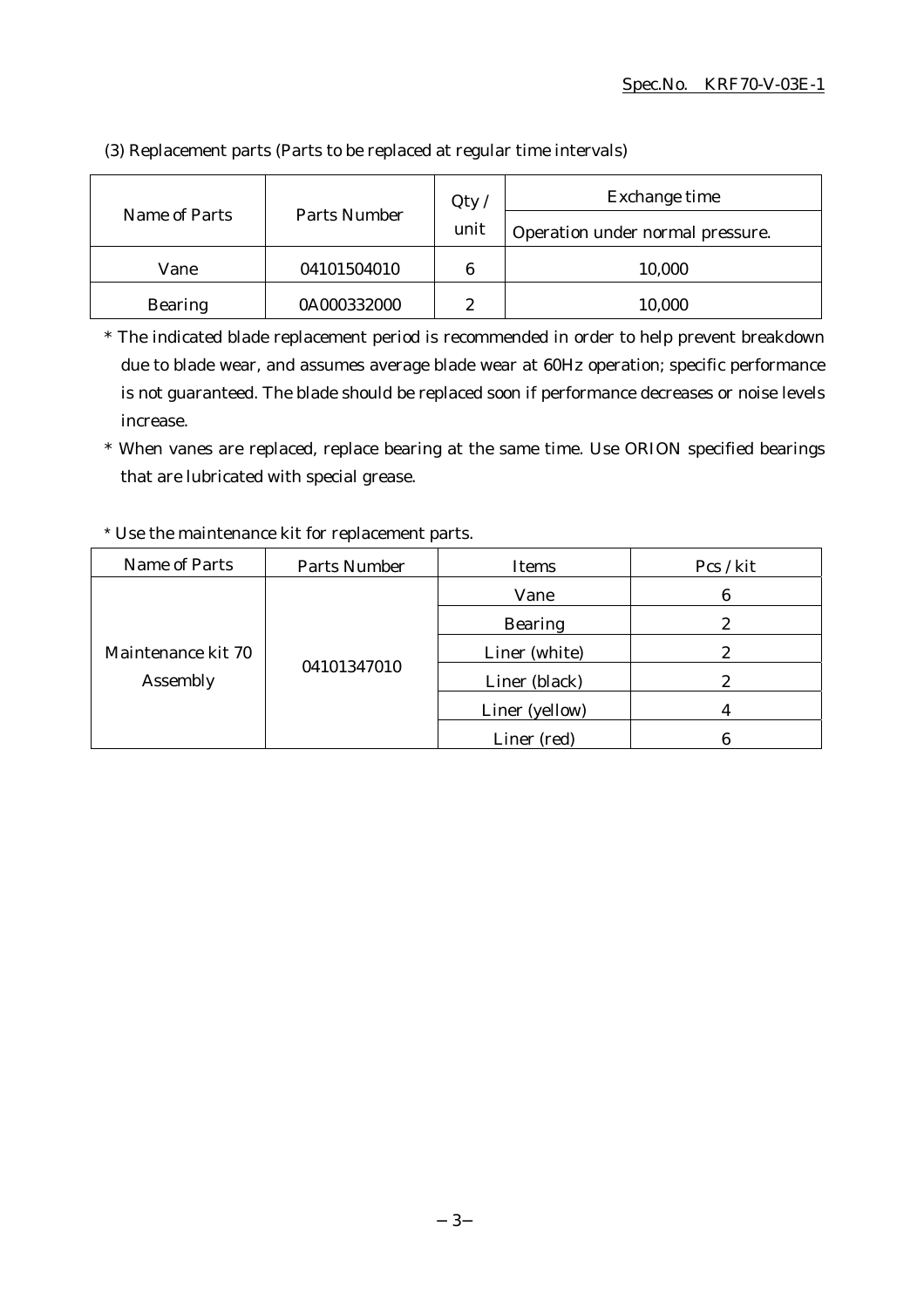(3) Replacement parts (Parts to be replaced at regular time intervals)

| Name of Parts | Parts Number | Qty / unit | Exchange time |
|---|---|---|---|
| | | | Operation under normal pressure. |
| Vane | 04101504010 | 6 | 10,000 |
| Bearing | 0A000332000 | 2 | 10,000 |

* The indicated blade replacement period is recommended in order to help prevent breakdown due to blade wear, and assumes average blade wear at 60Hz operation; specific performance is not guaranteed. The blade should be replaced soon if performance decreases or noise levels increase.

* When vanes are replaced, replace bearing at the same time. Use ORION specified bearings that are lubricated with special grease.

* Use the maintenance kit for replacement parts.

| Name of Parts | Parts Number | Items | Pcs / kit |
|---|---|---|---|
| Maintenance kit 70 Assembly | 04101347010 | Vane | 6 |
| | | Bearing | 2 |
| | | Liner (white) | 2 |
| | | Liner (black) | 2 |
| | | Liner (yellow) | 4 |
| | | Liner (red) | 6 |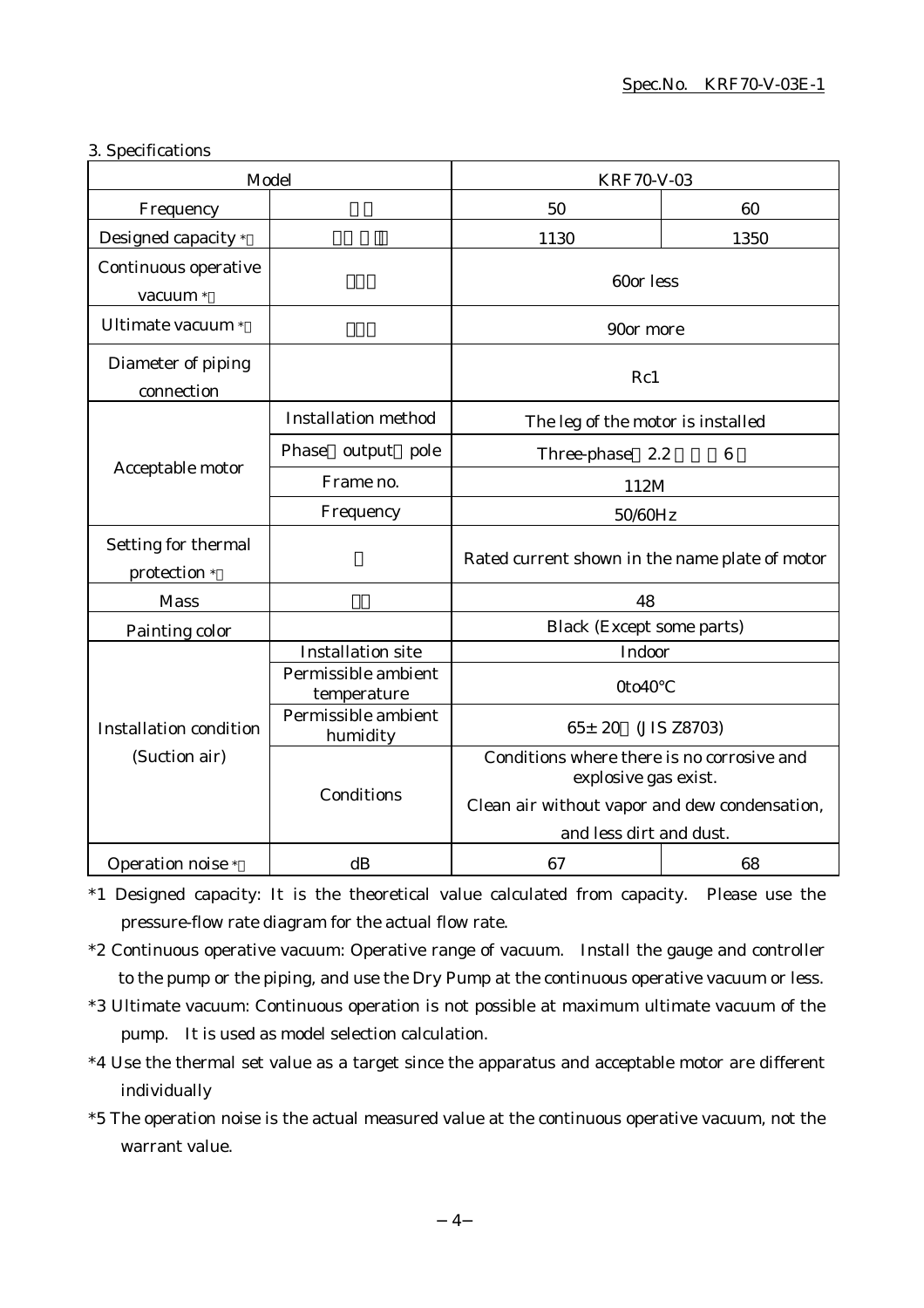3. Specifications

| Model | | KRF70-V-03 | |
|---|---|---|---|
| Frequency | | 50 | 60 |
| Designed capacity *1 | | 1130 | 1350 |
| Continuous operative vacuum *2 | | 60or less | |
| Ultimate vacuum *3 | | 90or more | |
| Diameter of piping connection | | Rc1 | |
| Acceptable motor | Installation method | The leg of the motor is installed | |
| | Phase output pole | Three-phase 2.2 6 | |
| | Frame no. | 112M | |
| | Frequency | 50/60Hz | |
| Setting for thermal protection *4 | | Rated current shown in the name plate of motor | |
| Mass | | 48 | |
| Painting color | | Black (Except some parts) | |
| Installation condition (Suction air) | Installation site | Indoor | |
| | Permissible ambient temperature | 0to40°C | |
| | Permissible ambient humidity | 65± 20 (JIS Z8703) | |
| | Conditions | Conditions where there is no corrosive and explosive gas exist. Clean air without vapor and dew condensation, and less dirt and dust. | |
| Operation noise *5 | dB | 67 | 68 |

*1 Designed capacity: It is the theoretical value calculated from capacity. Please use the pressure-flow rate diagram for the actual flow rate.

*2 Continuous operative vacuum: Operative range of vacuum. Install the gauge and controller to the pump or the piping, and use the Dry Pump at the continuous operative vacuum or less.

*3 Ultimate vacuum: Continuous operation is not possible at maximum ultimate vacuum of the pump. It is used as model selection calculation.

*4 Use the thermal set value as a target since the apparatus and acceptable motor are different individually

*5 The operation noise is the actual measured value at the continuous operative vacuum, not the warrant value.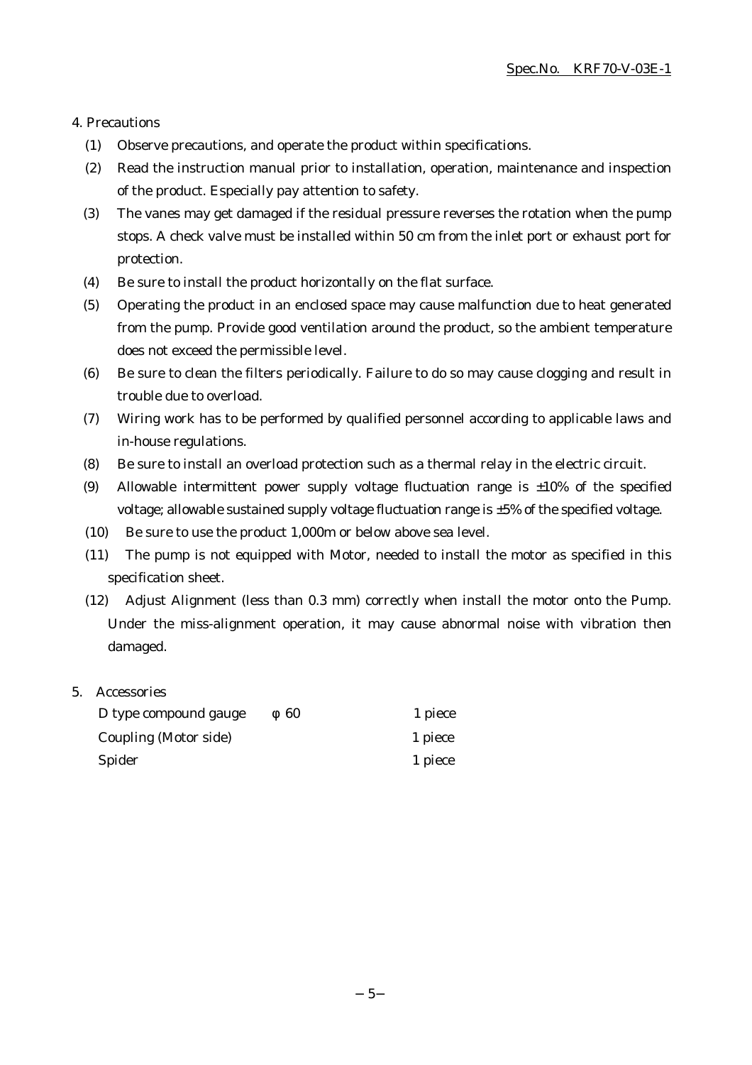## 4. Precautions

(1) Observe precautions, and operate the product within specifications.

(2) Read the instruction manual prior to installation, operation, maintenance and inspection of the product. Especially pay attention to safety.

(3) The vanes may get damaged if the residual pressure reverses the rotation when the pump stops. A check valve must be installed within 50 cm from the inlet port or exhaust port for protection.

(4) Be sure to install the product horizontally on the flat surface.

(5) Operating the product in an enclosed space may cause malfunction due to heat generated from the pump. Provide good ventilation around the product, so the ambient temperature does not exceed the permissible level.

(6) Be sure to clean the filters periodically. Failure to do so may cause clogging and result in trouble due to overload.

(7) Wiring work has to be performed by qualified personnel according to applicable laws and in-house regulations.

(8) Be sure to install an overload protection such as a thermal relay in the electric circuit.

(9) Allowable intermittent power supply voltage fluctuation range is ±10% of the specified voltage; allowable sustained supply voltage fluctuation range is ±5% of the specified voltage.

(10) Be sure to use the product 1,000m or below above sea level.

(11) The pump is not equipped with Motor, needed to install the motor as specified in this specification sheet.

(12) Adjust Alignment (less than 0.3 mm) correctly when install the motor onto the Pump. Under the miss-alignment operation, it may cause abnormal noise with vibration then damaged.

## 5. Accessories

| | | |
|---|---|---|
| D type compound gauge | φ 60 | 1 piece |
| Coupling (Motor side) | | 1 piece |
| Spider | | 1 piece |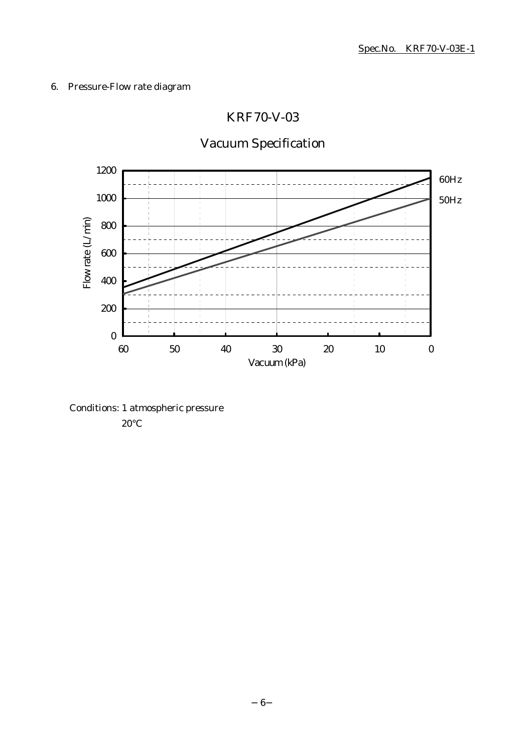## 6. Pressure-Flow rate diagram

### KRF70-V-03

### Vacuum Specification

Conditions: 1 atmospheric pressure

20°C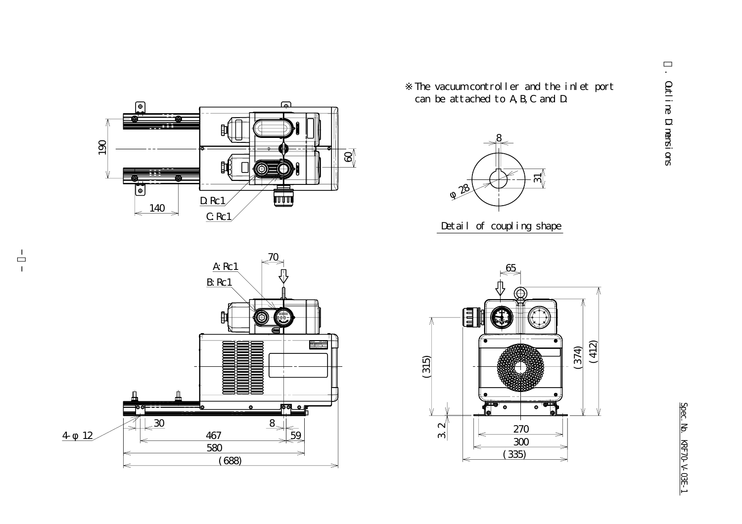## □. Outline Dimensions

※ The vacuum controller and the inlet port can be attached to A, B, C and D.

190

140

60

D: Rc1

C: Rc1

8

φ 28

31

Detail of coupling shape

70

A: Rc1

B: Rc1

4-φ 12

30

8

467

59

580

(688)

65

(315)

(374)

(412)

3.2

270

300

(335)

Spec. No. KRF70-V-03E-1